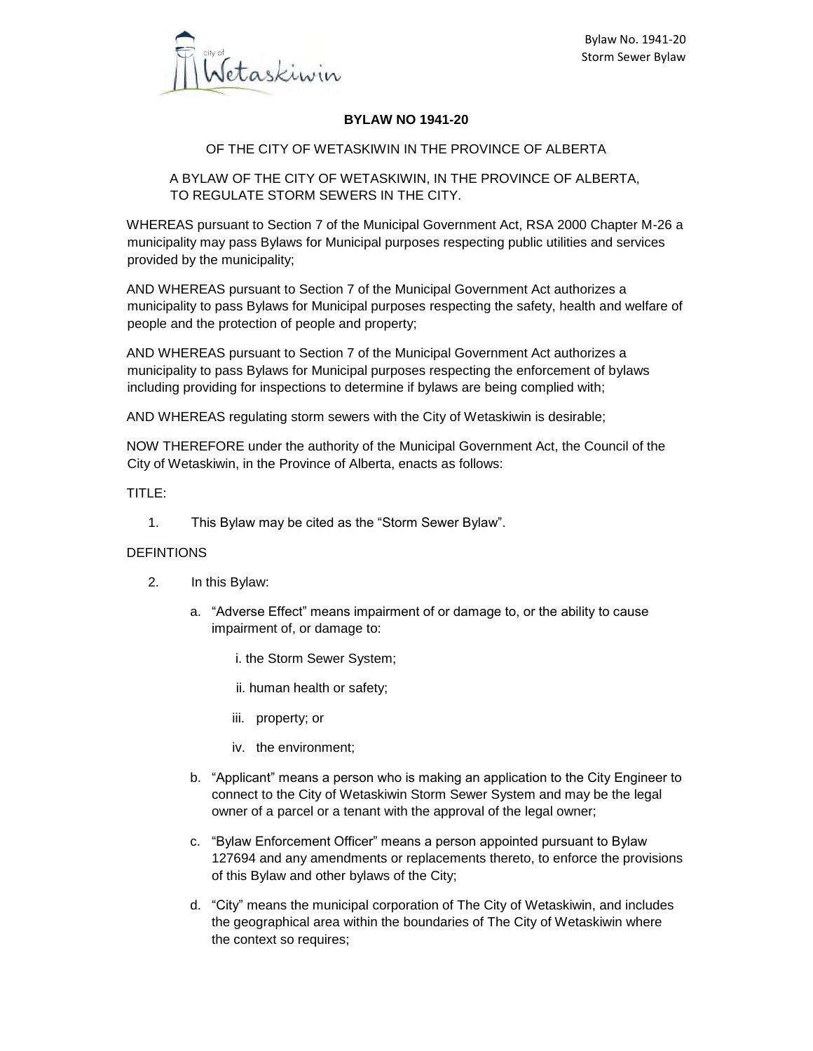# BYLAW NO 1941-20

OF THE CITY OF WETASKIWIN IN THE PROVINCE OF ALBERTA

A BYLAW OF THE CITY OF WETASKIWIN, IN THE PROVINCE OF ALBERTA, TO REGULATE STORM SEWERS IN THE CITY.

WHEREAS pursuant to Section 7 of the Municipal Government Act, RSA 2000 Chapter M-26 a municipality may pass Bylaws for Municipal purposes respecting public utilities and services provided by the municipality;

AND WHEREAS pursuant to Section 7 of the Municipal Government Act authorizes a municipality to pass Bylaws for Municipal purposes respecting the safety, health and welfare of people and the protection of people and property;

AND WHEREAS pursuant to Section 7 of the Municipal Government Act authorizes a municipality to pass Bylaws for Municipal purposes respecting the enforcement of bylaws including providing for inspections to determine if bylaws are being complied with;

AND WHEREAS regulating storm sewers with the City of Wetaskiwin is desirable;

NOW THEREFORE under the authority of the Municipal Government Act, the Council of the City of Wetaskiwin, in the Province of Alberta, enacts as follows:

TITLE:

1. This Bylaw may be cited as the "Storm Sewer Bylaw".

DEFINTIONS

2. In this Bylaw:

   a. "Adverse Effect" means impairment of or damage to, or the ability to cause impairment of, or damage to:

      i. the Storm Sewer System;

      ii. human health or safety;

      iii. property; or

      iv. the environment;

   b. "Applicant" means a person who is making an application to the City Engineer to connect to the City of Wetaskiwin Storm Sewer System and may be the legal owner of a parcel or a tenant with the approval of the legal owner;

   c. "Bylaw Enforcement Officer" means a person appointed pursuant to Bylaw 127694 and any amendments or replacements thereto, to enforce the provisions of this Bylaw and other bylaws of the City;

   d. "City" means the municipal corporation of The City of Wetaskiwin, and includes the geographical area within the boundaries of The City of Wetaskiwin where the context so requires;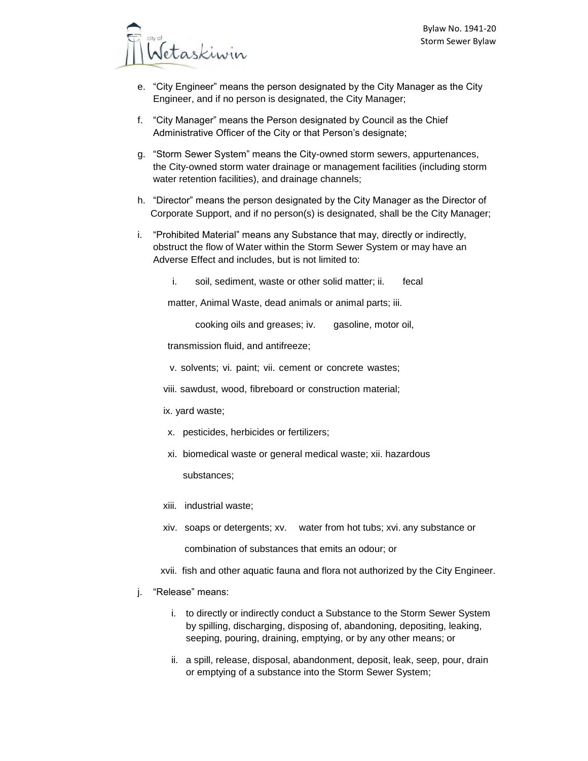e. "City Engineer" means the person designated by the City Manager as the City Engineer, and if no person is designated, the City Manager;

f. "City Manager" means the Person designated by Council as the Chief Administrative Officer of the City or that Person's designate;

g. "Storm Sewer System" means the City-owned storm sewers, appurtenances, the City-owned storm water drainage or management facilities (including storm water retention facilities), and drainage channels;

h. "Director" means the person designated by the City Manager as the Director of Corporate Support, and if no person(s) is designated, shall be the City Manager;

i. "Prohibited Material" means any Substance that may, directly or indirectly, obstruct the flow of Water within the Storm Sewer System or may have an Adverse Effect and includes, but is not limited to:

   i. soil, sediment, waste or other solid matter;
   ii. fecal matter, Animal Waste, dead animals or animal parts;
   iii. cooking oils and greases;
   iv. gasoline, motor oil, transmission fluid, and antifreeze;
   v. solvents;
   vi. paint;
   vii. cement or concrete wastes;
   viii. sawdust, wood, fibreboard or construction material;
   ix. yard waste;
   x. pesticides, herbicides or fertilizers;
   xi. biomedical waste or general medical waste;
   xii. hazardous substances;
   xiii. industrial waste;
   xiv. soaps or detergents;
   xv. water from hot tubs;
   xvi. any substance or combination of substances that emits an odour; or
   xvii. fish and other aquatic fauna and flora not authorized by the City Engineer.

j. "Release" means:

   i. to directly or indirectly conduct a Substance to the Storm Sewer System by spilling, discharging, disposing of, abandoning, depositing, leaking, seeping, pouring, draining, emptying, or by any other means; or

   ii. a spill, release, disposal, abandonment, deposit, leak, seep, pour, drain or emptying of a substance into the Storm Sewer System;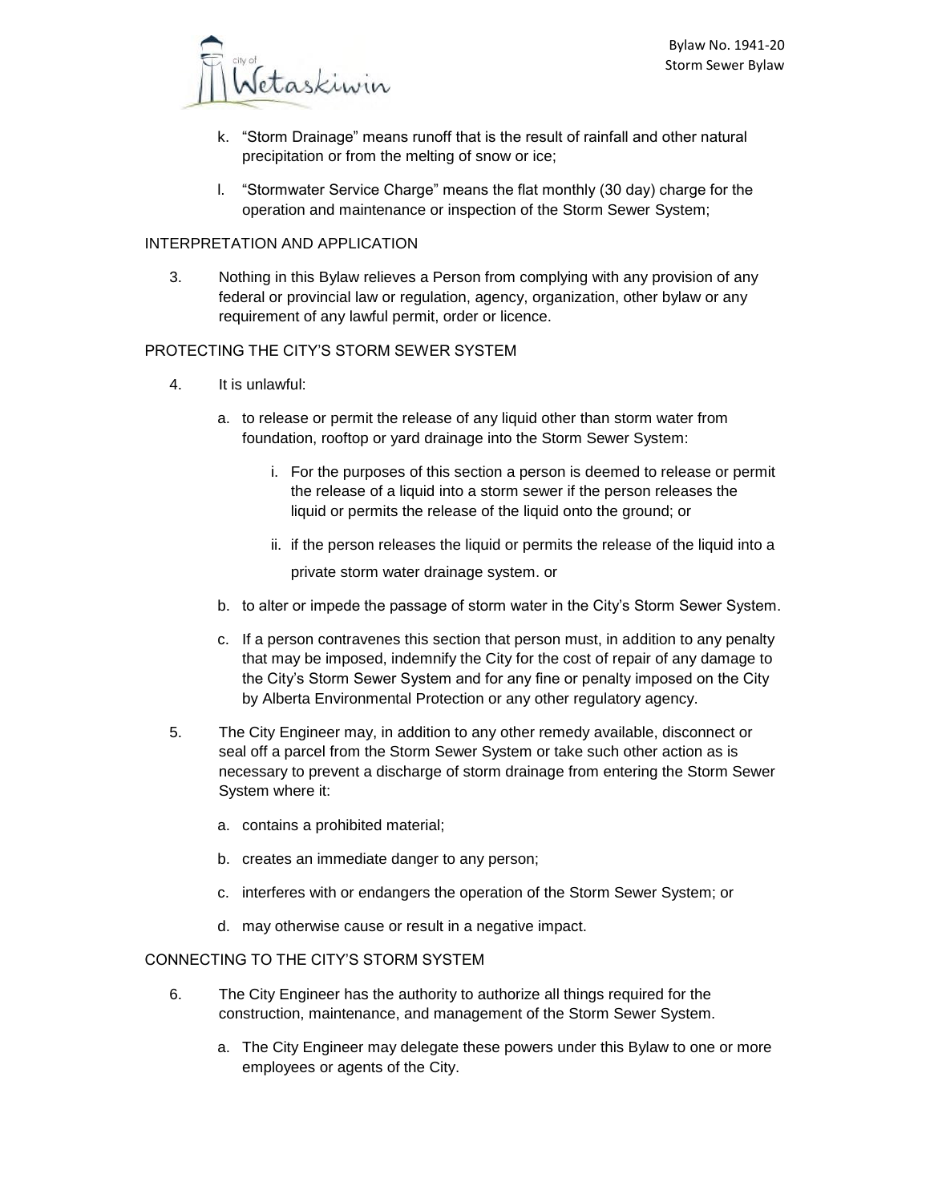k. "Storm Drainage" means runoff that is the result of rainfall and other natural precipitation or from the melting of snow or ice;

l. "Stormwater Service Charge" means the flat monthly (30 day) charge for the operation and maintenance or inspection of the Storm Sewer System;

## INTERPRETATION AND APPLICATION

3. Nothing in this Bylaw relieves a Person from complying with any provision of any federal or provincial law or regulation, agency, organization, other bylaw or any requirement of any lawful permit, order or licence.

## PROTECTING THE CITY'S STORM SEWER SYSTEM

4. It is unlawful:

   a. to release or permit the release of any liquid other than storm water from foundation, rooftop or yard drainage into the Storm Sewer System:

      i. For the purposes of this section a person is deemed to release or permit the release of a liquid into a storm sewer if the person releases the liquid or permits the release of the liquid onto the ground; or

      ii. if the person releases the liquid or permits the release of the liquid into a private storm water drainage system. or

   b. to alter or impede the passage of storm water in the City's Storm Sewer System.

   c. If a person contravenes this section that person must, in addition to any penalty that may be imposed, indemnify the City for the cost of repair of any damage to the City's Storm Sewer System and for any fine or penalty imposed on the City by Alberta Environmental Protection or any other regulatory agency.

5. The City Engineer may, in addition to any other remedy available, disconnect or seal off a parcel from the Storm Sewer System or take such other action as is necessary to prevent a discharge of storm drainage from entering the Storm Sewer System where it:

   a. contains a prohibited material;

   b. creates an immediate danger to any person;

   c. interferes with or endangers the operation of the Storm Sewer System; or

   d. may otherwise cause or result in a negative impact.

## CONNECTING TO THE CITY'S STORM SYSTEM

6. The City Engineer has the authority to authorize all things required for the construction, maintenance, and management of the Storm Sewer System.

   a. The City Engineer may delegate these powers under this Bylaw to one or more employees or agents of the City.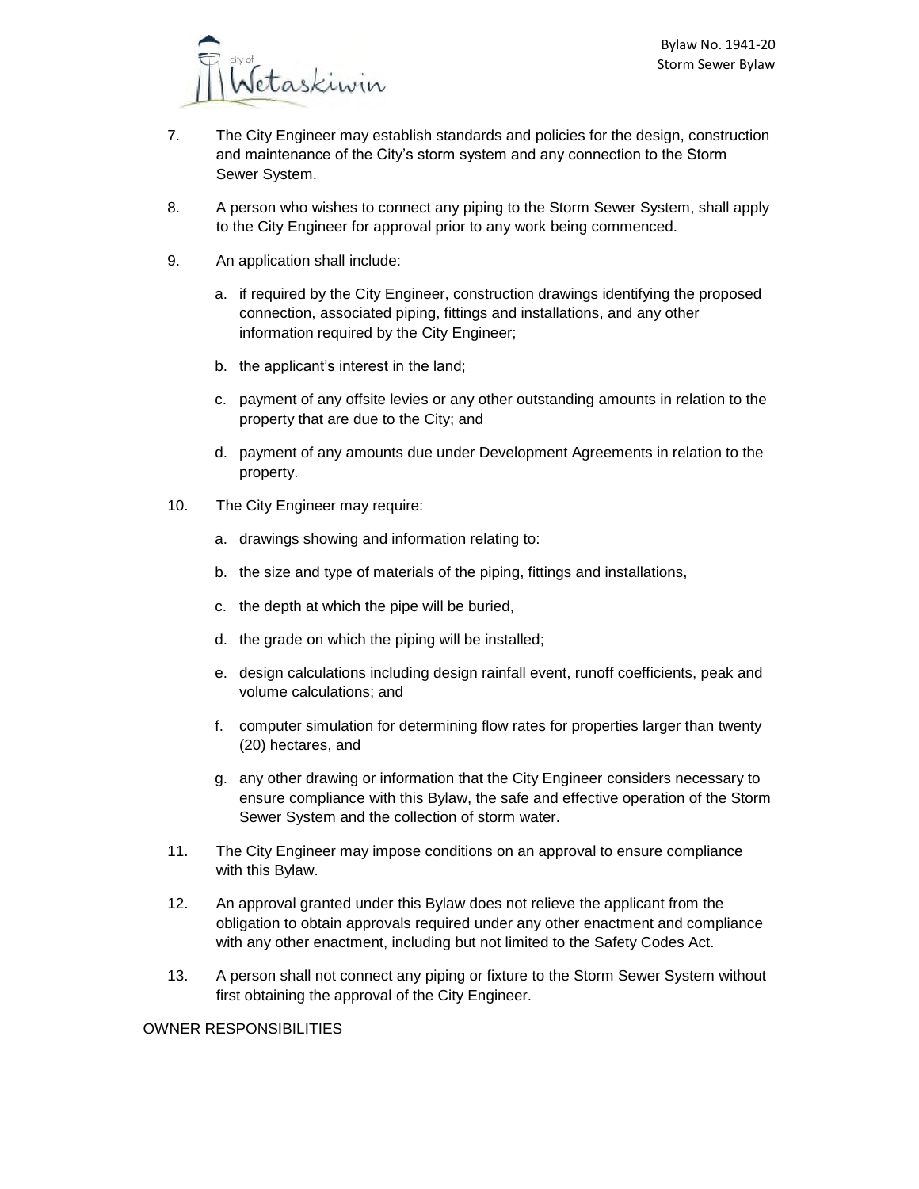7. The City Engineer may establish standards and policies for the design, construction and maintenance of the City's storm system and any connection to the Storm Sewer System.

8. A person who wishes to connect any piping to the Storm Sewer System, shall apply to the City Engineer for approval prior to any work being commenced.

9. An application shall include:

   a. if required by the City Engineer, construction drawings identifying the proposed connection, associated piping, fittings and installations, and any other information required by the City Engineer;

   b. the applicant's interest in the land;

   c. payment of any offsite levies or any other outstanding amounts in relation to the property that are due to the City; and

   d. payment of any amounts due under Development Agreements in relation to the property.

10. The City Engineer may require:

    a. drawings showing and information relating to:

    b. the size and type of materials of the piping, fittings and installations,

    c. the depth at which the pipe will be buried,

    d. the grade on which the piping will be installed;

    e. design calculations including design rainfall event, runoff coefficients, peak and volume calculations; and

    f. computer simulation for determining flow rates for properties larger than twenty (20) hectares, and

    g. any other drawing or information that the City Engineer considers necessary to ensure compliance with this Bylaw, the safe and effective operation of the Storm Sewer System and the collection of storm water.

11. The City Engineer may impose conditions on an approval to ensure compliance with this Bylaw.

12. An approval granted under this Bylaw does not relieve the applicant from the obligation to obtain approvals required under any other enactment and compliance with any other enactment, including but not limited to the Safety Codes Act.

13. A person shall not connect any piping or fixture to the Storm Sewer System without first obtaining the approval of the City Engineer.

OWNER RESPONSIBILITIES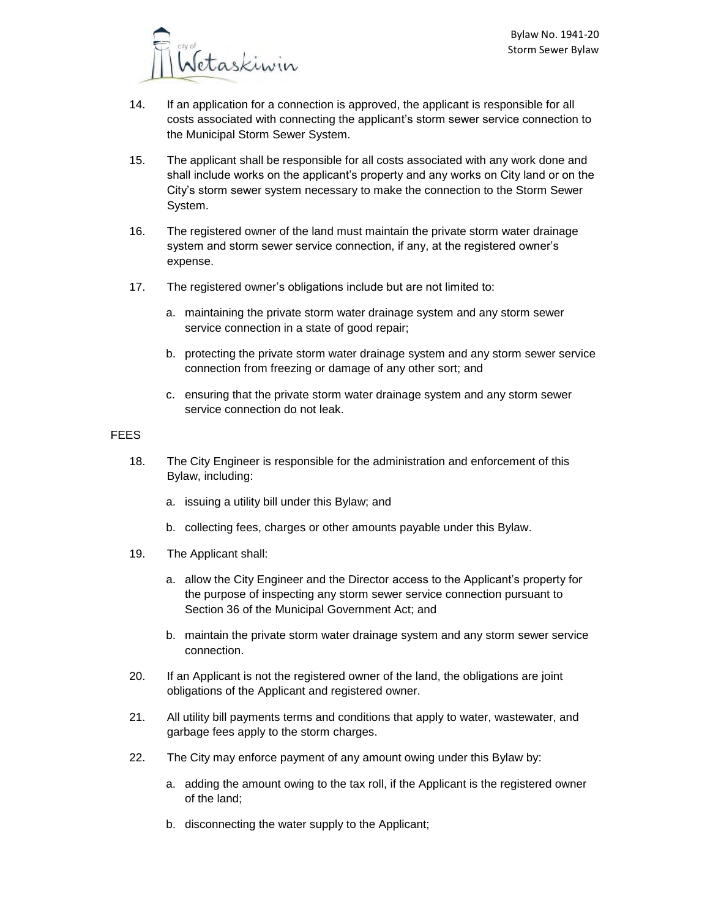14. If an application for a connection is approved, the applicant is responsible for all costs associated with connecting the applicant's storm sewer service connection to the Municipal Storm Sewer System.

15. The applicant shall be responsible for all costs associated with any work done and shall include works on the applicant's property and any works on City land or on the City's storm sewer system necessary to make the connection to the Storm Sewer System.

16. The registered owner of the land must maintain the private storm water drainage system and storm sewer service connection, if any, at the registered owner's expense.

17. The registered owner's obligations include but are not limited to:

    a. maintaining the private storm water drainage system and any storm sewer service connection in a state of good repair;

    b. protecting the private storm water drainage system and any storm sewer service connection from freezing or damage of any other sort; and

    c. ensuring that the private storm water drainage system and any storm sewer service connection do not leak.

FEES

18. The City Engineer is responsible for the administration and enforcement of this Bylaw, including:

    a. issuing a utility bill under this Bylaw; and

    b. collecting fees, charges or other amounts payable under this Bylaw.

19. The Applicant shall:

    a. allow the City Engineer and the Director access to the Applicant's property for the purpose of inspecting any storm sewer service connection pursuant to Section 36 of the Municipal Government Act; and

    b. maintain the private storm water drainage system and any storm sewer service connection.

20. If an Applicant is not the registered owner of the land, the obligations are joint obligations of the Applicant and registered owner.

21. All utility bill payments terms and conditions that apply to water, wastewater, and garbage fees apply to the storm charges.

22. The City may enforce payment of any amount owing under this Bylaw by:

    a. adding the amount owing to the tax roll, if the Applicant is the registered owner of the land;

    b. disconnecting the water supply to the Applicant;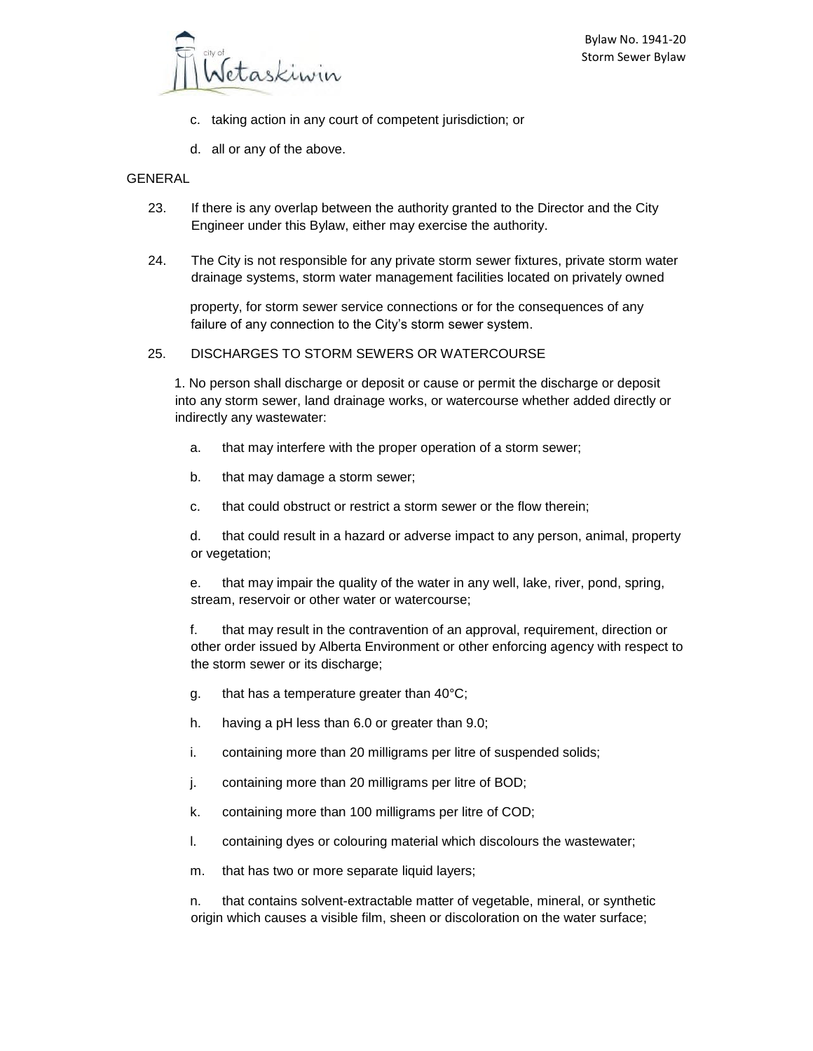c. taking action in any court of competent jurisdiction; or

d. all or any of the above.

GENERAL

23. If there is any overlap between the authority granted to the Director and the City Engineer under this Bylaw, either may exercise the authority.

24. The City is not responsible for any private storm sewer fixtures, private storm water drainage systems, storm water management facilities located on privately owned property, for storm sewer service connections or for the consequences of any failure of any connection to the City's storm sewer system.

25. DISCHARGES TO STORM SEWERS OR WATERCOURSE

1. No person shall discharge or deposit or cause or permit the discharge or deposit into any storm sewer, land drainage works, or watercourse whether added directly or indirectly any wastewater:

a. that may interfere with the proper operation of a storm sewer;

b. that may damage a storm sewer;

c. that could obstruct or restrict a storm sewer or the flow therein;

d. that could result in a hazard or adverse impact to any person, animal, property or vegetation;

e. that may impair the quality of the water in any well, lake, river, pond, spring, stream, reservoir or other water or watercourse;

f. that may result in the contravention of an approval, requirement, direction or other order issued by Alberta Environment or other enforcing agency with respect to the storm sewer or its discharge;

g. that has a temperature greater than 40°C;

h. having a pH less than 6.0 or greater than 9.0;

i. containing more than 20 milligrams per litre of suspended solids;

j. containing more than 20 milligrams per litre of BOD;

k. containing more than 100 milligrams per litre of COD;

l. containing dyes or colouring material which discolours the wastewater;

m. that has two or more separate liquid layers;

n. that contains solvent-extractable matter of vegetable, mineral, or synthetic origin which causes a visible film, sheen or discoloration on the water surface;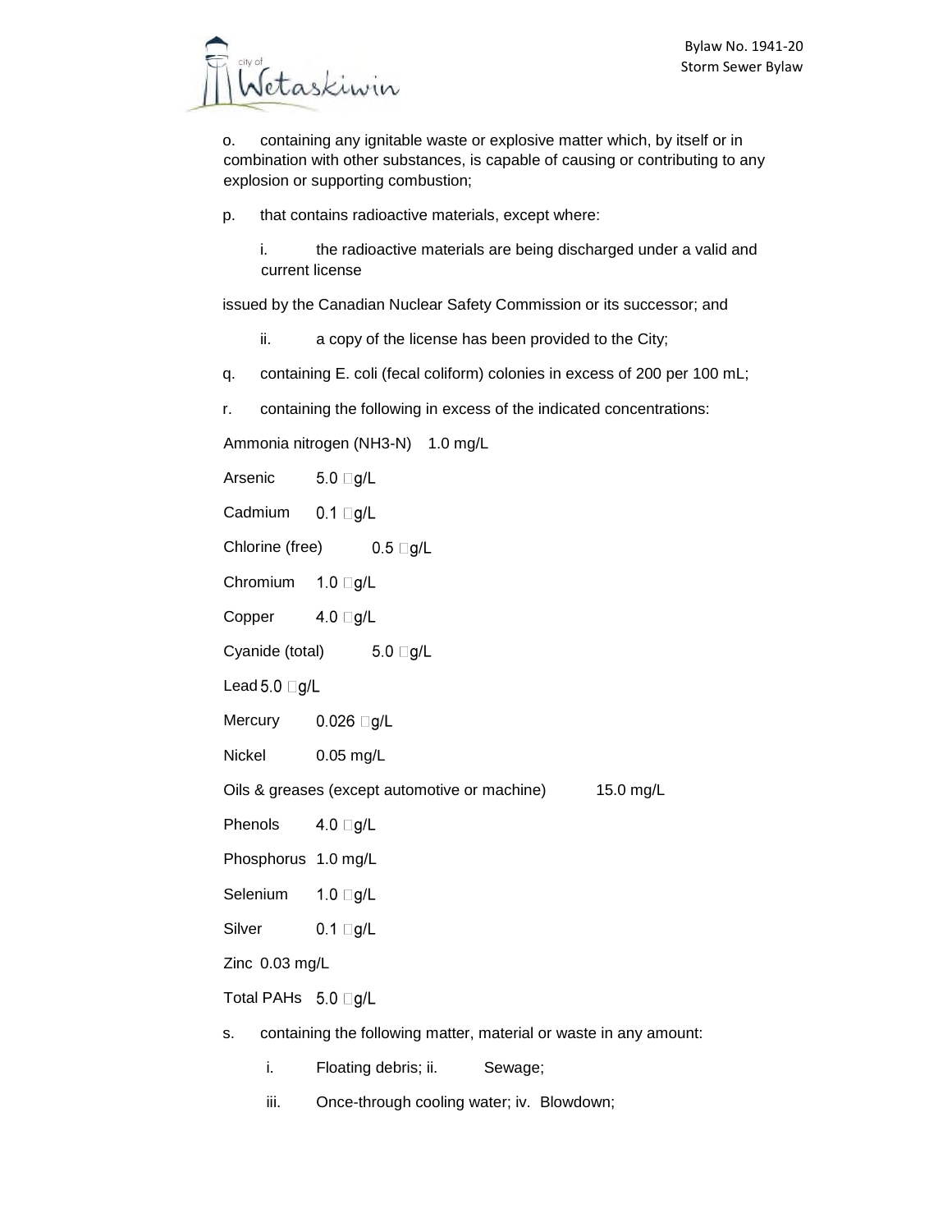o. containing any ignitable waste or explosive matter which, by itself or in combination with other substances, is capable of causing or contributing to any explosion or supporting combustion;

p. that contains radioactive materials, except where:

   i. the radioactive materials are being discharged under a valid and current license

issued by the Canadian Nuclear Safety Commission or its successor; and

   ii. a copy of the license has been provided to the City;

q. containing E. coli (fecal coliform) colonies in excess of 200 per 100 mL;

r. containing the following in excess of the indicated concentrations:

| Substance | Concentration |
|---|---|
| Ammonia nitrogen ($NH_3$-N) | 1.0 mg/L |
| Arsenic | 5.0 g/L |
| Cadmium | 0.1 g/L |
| Chlorine (free) | 0.5 g/L |
| Chromium | 1.0 g/L |
| Copper | 4.0 g/L |
| Cyanide (total) | 5.0 g/L |
| Lead | 5.0 g/L |
| Mercury | 0.026 g/L |
| Nickel | 0.05 mg/L |
| Oils & greases (except automotive or machine) | 15.0 mg/L |
| Phenols | 4.0 g/L |
| Phosphorus | 1.0 mg/L |
| Selenium | 1.0 g/L |
| Silver | 0.1 g/L |
| Zinc | 0.03 mg/L |
| Total PAHs | 5.0 g/L |

s. containing the following matter, material or waste in any amount:

   i. Floating debris;
   ii. Sewage;
   iii. Once-through cooling water;
   iv. Blowdown;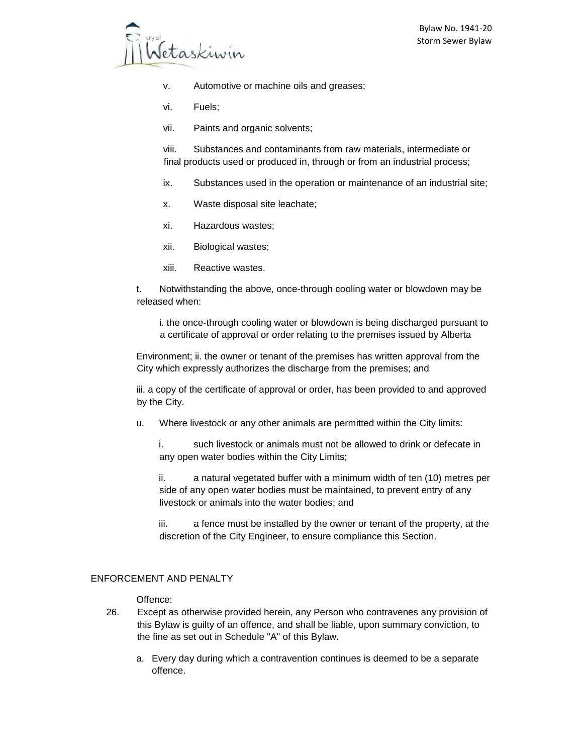v. Automotive or machine oils and greases;

vi. Fuels;

vii. Paints and organic solvents;

viii. Substances and contaminants from raw materials, intermediate or final products used or produced in, through or from an industrial process;

ix. Substances used in the operation or maintenance of an industrial site;

x. Waste disposal site leachate;

xi. Hazardous wastes;

xii. Biological wastes;

xiii. Reactive wastes.

t. Notwithstanding the above, once-through cooling water or blowdown may be released when:

i. the once-through cooling water or blowdown is being discharged pursuant to a certificate of approval or order relating to the premises issued by Alberta Environment; ii. the owner or tenant of the premises has written approval from the City which expressly authorizes the discharge from the premises; and

iii. a copy of the certificate of approval or order, has been provided to and approved by the City.

u. Where livestock or any other animals are permitted within the City limits:

i. such livestock or animals must not be allowed to drink or defecate in any open water bodies within the City Limits;

ii. a natural vegetated buffer with a minimum width of ten (10) metres per side of any open water bodies must be maintained, to prevent entry of any livestock or animals into the water bodies; and

iii. a fence must be installed by the owner or tenant of the property, at the discretion of the City Engineer, to ensure compliance this Section.

## ENFORCEMENT AND PENALTY

Offence:

26. Except as otherwise provided herein, any Person who contravenes any provision of this Bylaw is guilty of an offence, and shall be liable, upon summary conviction, to the fine as set out in Schedule "A" of this Bylaw.

    a. Every day during which a contravention continues is deemed to be a separate offence.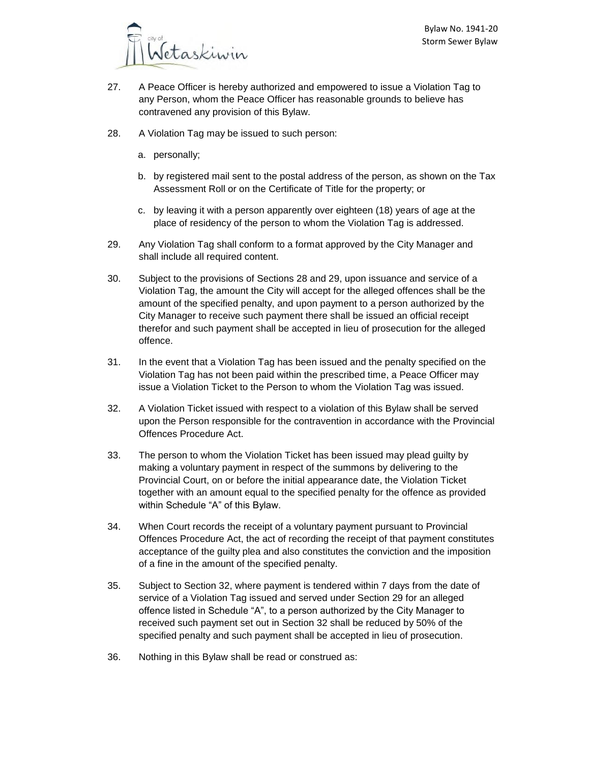27. A Peace Officer is hereby authorized and empowered to issue a Violation Tag to any Person, whom the Peace Officer has reasonable grounds to believe has contravened any provision of this Bylaw.

28. A Violation Tag may be issued to such person:

    a. personally;

    b. by registered mail sent to the postal address of the person, as shown on the Tax Assessment Roll or on the Certificate of Title for the property; or

    c. by leaving it with a person apparently over eighteen (18) years of age at the place of residency of the person to whom the Violation Tag is addressed.

29. Any Violation Tag shall conform to a format approved by the City Manager and shall include all required content.

30. Subject to the provisions of Sections 28 and 29, upon issuance and service of a Violation Tag, the amount the City will accept for the alleged offences shall be the amount of the specified penalty, and upon payment to a person authorized by the City Manager to receive such payment there shall be issued an official receipt therefor and such payment shall be accepted in lieu of prosecution for the alleged offence.

31. In the event that a Violation Tag has been issued and the penalty specified on the Violation Tag has not been paid within the prescribed time, a Peace Officer may issue a Violation Ticket to the Person to whom the Violation Tag was issued.

32. A Violation Ticket issued with respect to a violation of this Bylaw shall be served upon the Person responsible for the contravention in accordance with the Provincial Offences Procedure Act.

33. The person to whom the Violation Ticket has been issued may plead guilty by making a voluntary payment in respect of the summons by delivering to the Provincial Court, on or before the initial appearance date, the Violation Ticket together with an amount equal to the specified penalty for the offence as provided within Schedule "A" of this Bylaw.

34. When Court records the receipt of a voluntary payment pursuant to Provincial Offences Procedure Act, the act of recording the receipt of that payment constitutes acceptance of the guilty plea and also constitutes the conviction and the imposition of a fine in the amount of the specified penalty.

35. Subject to Section 32, where payment is tendered within 7 days from the date of service of a Violation Tag issued and served under Section 29 for an alleged offence listed in Schedule "A", to a person authorized by the City Manager to received such payment set out in Section 32 shall be reduced by 50% of the specified penalty and such payment shall be accepted in lieu of prosecution.

36. Nothing in this Bylaw shall be read or construed as: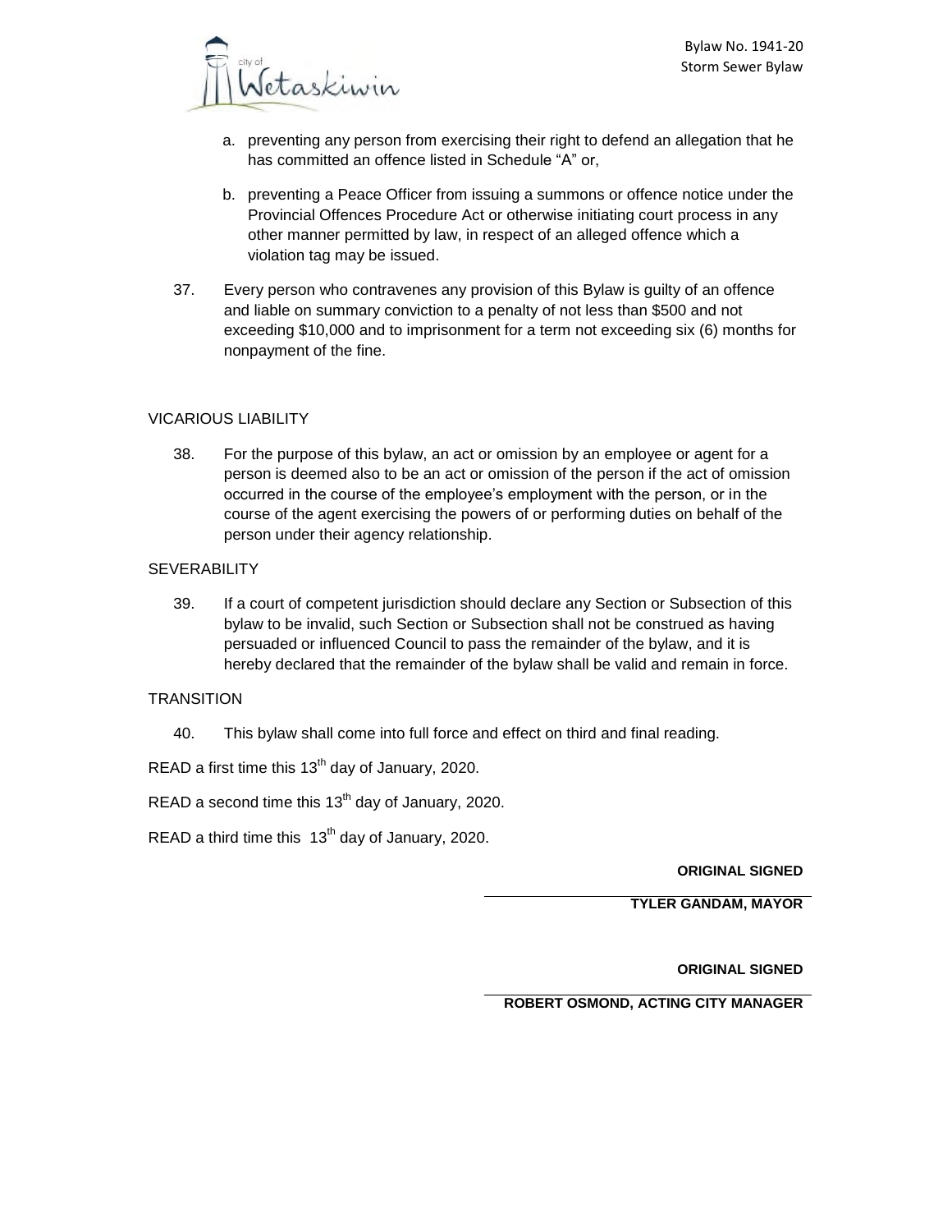a. preventing any person from exercising their right to defend an allegation that he has committed an offence listed in Schedule "A" or,

b. preventing a Peace Officer from issuing a summons or offence notice under the Provincial Offences Procedure Act or otherwise initiating court process in any other manner permitted by law, in respect of an alleged offence which a violation tag may be issued.

37. Every person who contravenes any provision of this Bylaw is guilty of an offence and liable on summary conviction to a penalty of not less than $500 and not exceeding $10,000 and to imprisonment for a term not exceeding six (6) months for nonpayment of the fine.

VICARIOUS LIABILITY

38. For the purpose of this bylaw, an act or omission by an employee or agent for a person is deemed also to be an act or omission of the person if the act of omission occurred in the course of the employee's employment with the person, or in the course of the agent exercising the powers of or performing duties on behalf of the person under their agency relationship.

SEVERABILITY

39. If a court of competent jurisdiction should declare any Section or Subsection of this bylaw to be invalid, such Section or Subsection shall not be construed as having persuaded or influenced Council to pass the remainder of the bylaw, and it is hereby declared that the remainder of the bylaw shall be valid and remain in force.

TRANSITION

40. This bylaw shall come into full force and effect on third and final reading.

READ a first time this 13th day of January, 2020.

READ a second time this 13th day of January, 2020.

READ a third time this 13th day of January, 2020.

**ORIGINAL SIGNED**

**TYLER GANDAM, MAYOR**

**ORIGINAL SIGNED**

**ROBERT OSMOND, ACTING CITY MANAGER**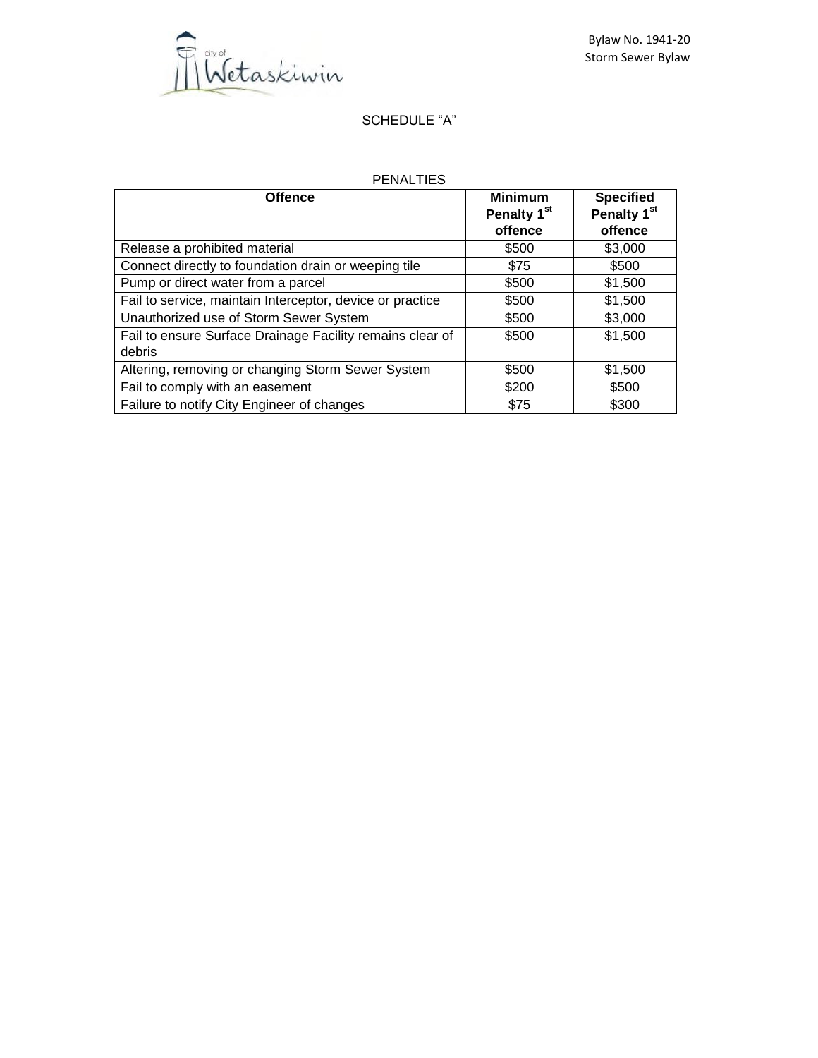# SCHEDULE "A"

PENALTIES

| Offence | Minimum Penalty 1st offence | Specified Penalty 1st offence |
|---|---|---|
| Release a prohibited material | $500 | $3,000 |
| Connect directly to foundation drain or weeping tile | $75 | $500 |
| Pump or direct water from a parcel | $500 | $1,500 |
| Fail to service, maintain Interceptor, device or practice | $500 | $1,500 |
| Unauthorized use of Storm Sewer System | $500 | $3,000 |
| Fail to ensure Surface Drainage Facility remains clear of debris | $500 | $1,500 |
| Altering, removing or changing Storm Sewer System | $500 | $1,500 |
| Fail to comply with an easement | $200 | $500 |
| Failure to notify City Engineer of changes | $75 | $300 |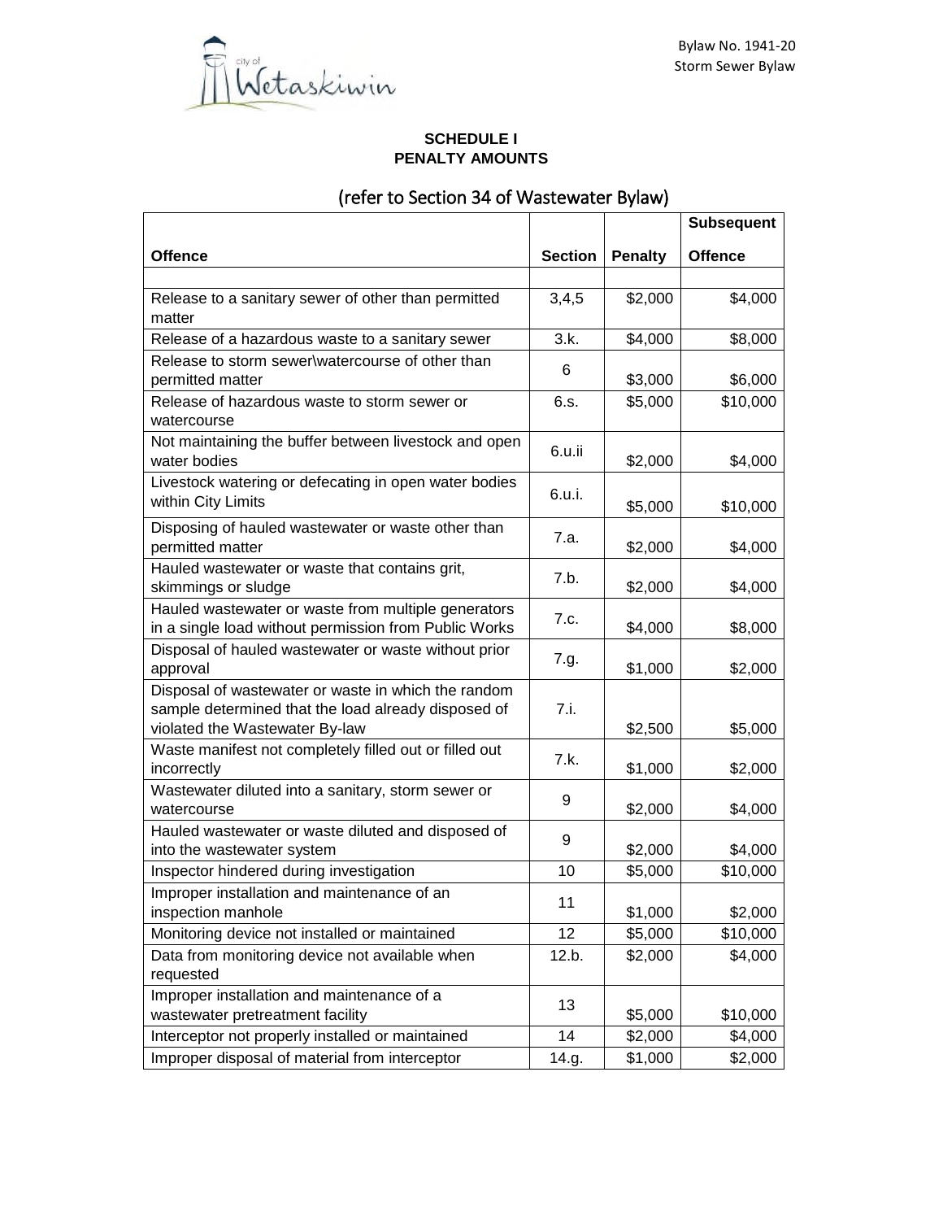## SCHEDULE I
## PENALTY AMOUNTS

### (refer to Section 34 of Wastewater Bylaw)

| Offence | Section | Penalty | Subsequent Offence |
|---|---|---|---|
| | | | |
| Release to a sanitary sewer of other than permitted matter | 3,4,5 | $2,000 | $4,000 |
| Release of a hazardous waste to a sanitary sewer | 3.k. | $4,000 | $8,000 |
| Release to storm sewer\watercourse of other than permitted matter | 6 | $3,000 | $6,000 |
| Release of hazardous waste to storm sewer or watercourse | 6.s. | $5,000 | $10,000 |
| Not maintaining the buffer between livestock and open water bodies | 6.u.ii | $2,000 | $4,000 |
| Livestock watering or defecating in open water bodies within City Limits | 6.u.i. | $5,000 | $10,000 |
| Disposing of hauled wastewater or waste other than permitted matter | 7.a. | $2,000 | $4,000 |
| Hauled wastewater or waste that contains grit, skimmings or sludge | 7.b. | $2,000 | $4,000 |
| Hauled wastewater or waste from multiple generators in a single load without permission from Public Works | 7.c. | $4,000 | $8,000 |
| Disposal of hauled wastewater or waste without prior approval | 7.g. | $1,000 | $2,000 |
| Disposal of wastewater or waste in which the random sample determined that the load already disposed of violated the Wastewater By-law | 7.i. | $2,500 | $5,000 |
| Waste manifest not completely filled out or filled out incorrectly | 7.k. | $1,000 | $2,000 |
| Wastewater diluted into a sanitary, storm sewer or watercourse | 9 | $2,000 | $4,000 |
| Hauled wastewater or waste diluted and disposed of into the wastewater system | 9 | $2,000 | $4,000 |
| Inspector hindered during investigation | 10 | $5,000 | $10,000 |
| Improper installation and maintenance of an inspection manhole | 11 | $1,000 | $2,000 |
| Monitoring device not installed or maintained | 12 | $5,000 | $10,000 |
| Data from monitoring device not available when requested | 12.b. | $2,000 | $4,000 |
| Improper installation and maintenance of a wastewater pretreatment facility | 13 | $5,000 | $10,000 |
| Interceptor not properly installed or maintained | 14 | $2,000 | $4,000 |
| Improper disposal of material from interceptor | 14.g. | $1,000 | $2,000 |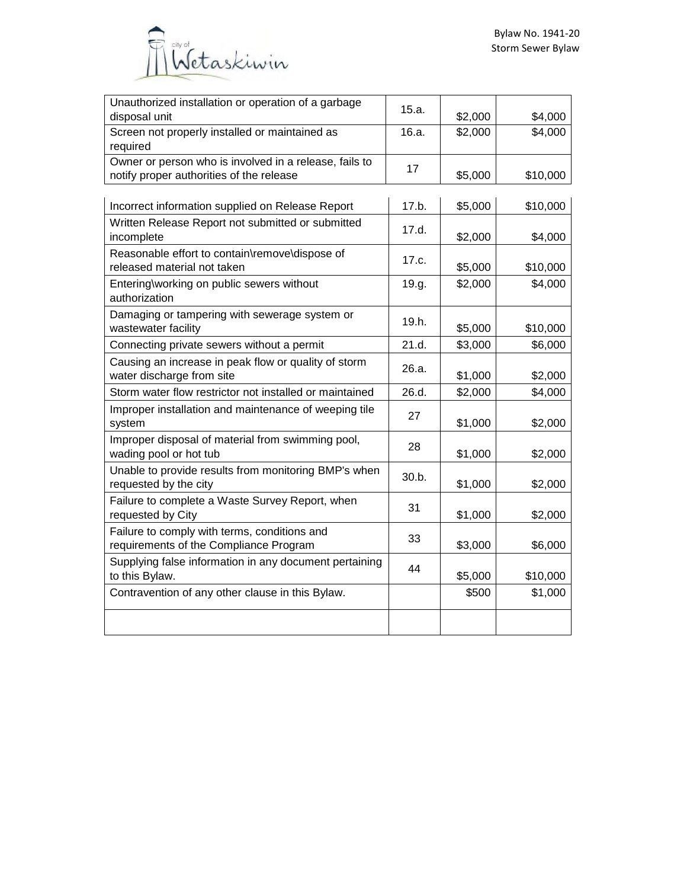| | | | |
|---|---|---|---|
| Unauthorized installation or operation of a garbage disposal unit | 15.a. | $2,000 | $4,000 |
| Screen not properly installed or maintained as required | 16.a. | $2,000 | $4,000 |
| Owner or person who is involved in a release, fails to notify proper authorities of the release | 17 | $5,000 | $10,000 |
| Incorrect information supplied on Release Report | 17.b. | $5,000 | $10,000 |
| Written Release Report not submitted or submitted incomplete | 17.d. | $2,000 | $4,000 |
| Reasonable effort to contain\remove\dispose of released material not taken | 17.c. | $5,000 | $10,000 |
| Entering\working on public sewers without authorization | 19.g. | $2,000 | $4,000 |
| Damaging or tampering with sewerage system or wastewater facility | 19.h. | $5,000 | $10,000 |
| Connecting private sewers without a permit | 21.d. | $3,000 | $6,000 |
| Causing an increase in peak flow or quality of storm water discharge from site | 26.a. | $1,000 | $2,000 |
| Storm water flow restrictor not installed or maintained | 26.d. | $2,000 | $4,000 |
| Improper installation and maintenance of weeping tile system | 27 | $1,000 | $2,000 |
| Improper disposal of material from swimming pool, wading pool or hot tub | 28 | $1,000 | $2,000 |
| Unable to provide results from monitoring BMP's when requested by the city | 30.b. | $1,000 | $2,000 |
| Failure to complete a Waste Survey Report, when requested by City | 31 | $1,000 | $2,000 |
| Failure to comply with terms, conditions and requirements of the Compliance Program | 33 | $3,000 | $6,000 |
| Supplying false information in any document pertaining to this Bylaw. | 44 | $5,000 | $10,000 |
| Contravention of any other clause in this Bylaw. | | $500 | $1,000 |
| | | | |